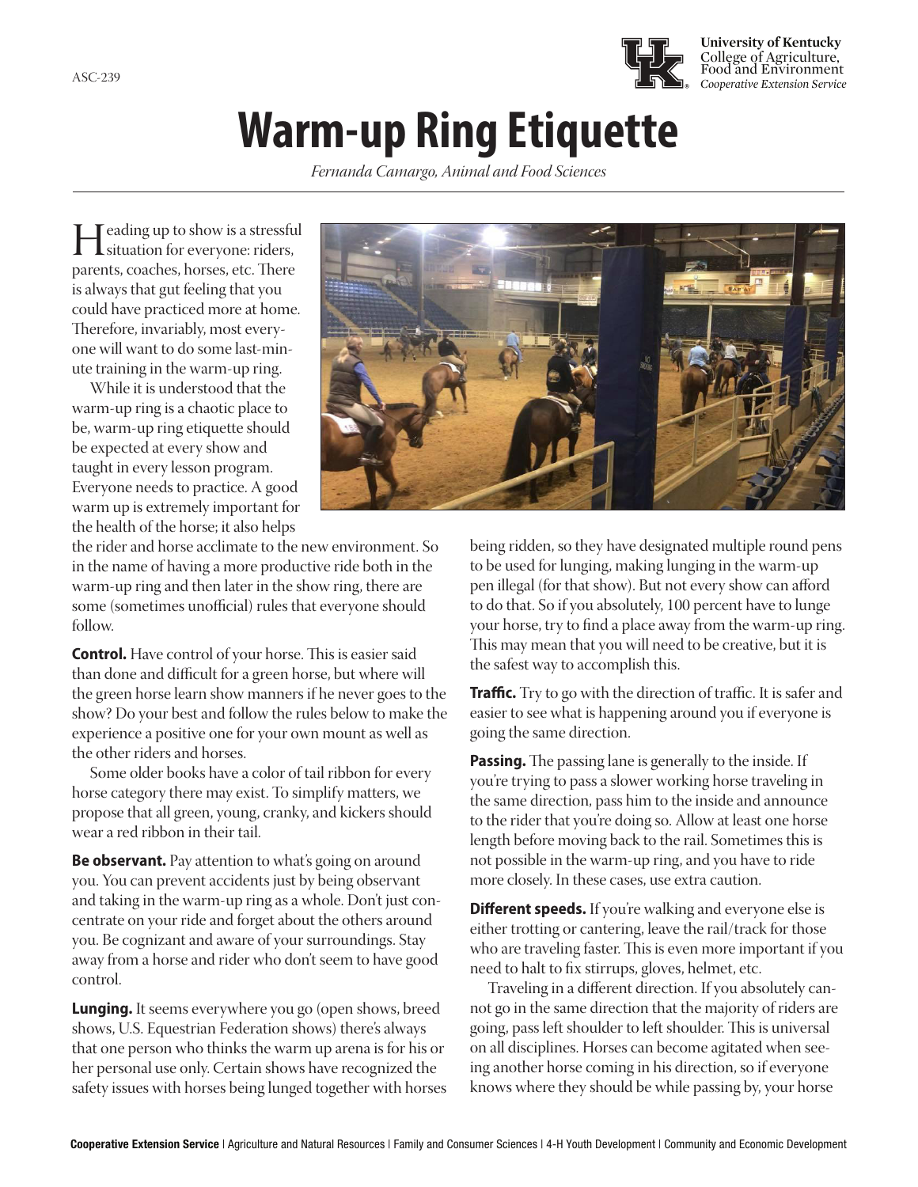ASC-239

University of Kentucky
College of Agriculture, Food and Environment
*Cooperative Extension Service*

# Warm-up Ring Etiquette

*Fernanda Camargo, Animal and Food Sciences*

Heading up to show is a stressful situation for everyone: riders, parents, coaches, horses, etc. There is always that gut feeling that you could have practiced more at home. Therefore, invariably, most everyone will want to do some last-minute training in the warm-up ring.

While it is understood that the warm-up ring is a chaotic place to be, warm-up ring etiquette should be expected at every show and taught in every lesson program. Everyone needs to practice. A good warm up is extremely important for the health of the horse; it also helps the rider and horse acclimate to the new environment. So in the name of having a more productive ride both in the warm-up ring and then later in the show ring, there are some (sometimes unofficial) rules that everyone should follow.

**Control.** Have control of your horse. This is easier said than done and difficult for a green horse, but where will the green horse learn show manners if he never goes to the show? Do your best and follow the rules below to make the experience a positive one for your own mount as well as the other riders and horses.

Some older books have a color of tail ribbon for every horse category there may exist. To simplify matters, we propose that all green, young, cranky, and kickers should wear a red ribbon in their tail.

**Be observant.** Pay attention to what's going on around you. You can prevent accidents just by being observant and taking in the warm-up ring as a whole. Don't just concentrate on your ride and forget about the others around you. Be cognizant and aware of your surroundings. Stay away from a horse and rider who don't seem to have good control.

**Lunging.** It seems everywhere you go (open shows, breed shows, U.S. Equestrian Federation shows) there's always that one person who thinks the warm up arena is for his or her personal use only. Certain shows have recognized the safety issues with horses being lunged together with horses being ridden, so they have designated multiple round pens to be used for lunging, making lunging in the warm-up pen illegal (for that show). But not every show can afford to do that. So if you absolutely, 100 percent have to lunge your horse, try to find a place away from the warm-up ring. This may mean that you will need to be creative, but it is the safest way to accomplish this.

**Traffic.** Try to go with the direction of traffic. It is safer and easier to see what is happening around you if everyone is going the same direction.

**Passing.** The passing lane is generally to the inside. If you're trying to pass a slower working horse traveling in the same direction, pass him to the inside and announce to the rider that you're doing so. Allow at least one horse length before moving back to the rail. Sometimes this is not possible in the warm-up ring, and you have to ride more closely. In these cases, use extra caution.

**Different speeds.** If you're walking and everyone else is either trotting or cantering, leave the rail/track for those who are traveling faster. This is even more important if you need to halt to fix stirrups, gloves, helmet, etc.

Traveling in a different direction. If you absolutely cannot go in the same direction that the majority of riders are going, pass left shoulder to left shoulder. This is universal on all disciplines. Horses can become agitated when seeing another horse coming in his direction, so if everyone knows where they should be while passing by, your horse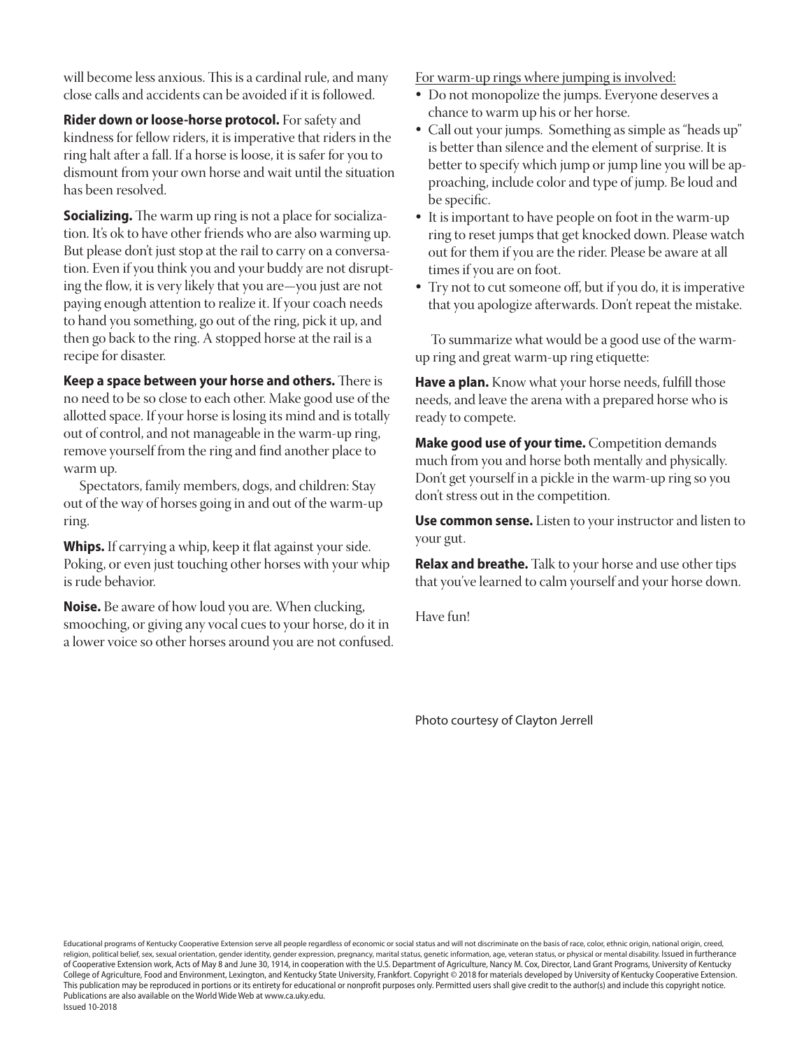will become less anxious. This is a cardinal rule, and many close calls and accidents can be avoided if it is followed.

**Rider down or loose-horse protocol.** For safety and kindness for fellow riders, it is imperative that riders in the ring halt after a fall. If a horse is loose, it is safer for you to dismount from your own horse and wait until the situation has been resolved.

**Socializing.** The warm up ring is not a place for socialization. It's ok to have other friends who are also warming up. But please don't just stop at the rail to carry on a conversation. Even if you think you and your buddy are not disrupting the flow, it is very likely that you are—you just are not paying enough attention to realize it. If your coach needs to hand you something, go out of the ring, pick it up, and then go back to the ring. A stopped horse at the rail is a recipe for disaster.

**Keep a space between your horse and others.** There is no need to be so close to each other. Make good use of the allotted space. If your horse is losing its mind and is totally out of control, and not manageable in the warm-up ring, remove yourself from the ring and find another place to warm up.

Spectators, family members, dogs, and children: Stay out of the way of horses going in and out of the warm-up ring.

**Whips.** If carrying a whip, keep it flat against your side. Poking, or even just touching other horses with your whip is rude behavior.

**Noise.** Be aware of how loud you are. When clucking, smooching, or giving any vocal cues to your horse, do it in a lower voice so other horses around you are not confused.

For warm-up rings where jumping is involved:

- Do not monopolize the jumps. Everyone deserves a chance to warm up his or her horse.
- Call out your jumps. Something as simple as "heads up" is better than silence and the element of surprise. It is better to specify which jump or jump line you will be approaching, include color and type of jump. Be loud and be specific.
- It is important to have people on foot in the warm-up ring to reset jumps that get knocked down. Please watch out for them if you are the rider. Please be aware at all times if you are on foot.
- Try not to cut someone off, but if you do, it is imperative that you apologize afterwards. Don't repeat the mistake.

To summarize what would be a good use of the warm-up ring and great warm-up ring etiquette:

**Have a plan.** Know what your horse needs, fulfill those needs, and leave the arena with a prepared horse who is ready to compete.

**Make good use of your time.** Competition demands much from you and horse both mentally and physically. Don't get yourself in a pickle in the warm-up ring so you don't stress out in the competition.

**Use common sense.** Listen to your instructor and listen to your gut.

**Relax and breathe.** Talk to your horse and use other tips that you've learned to calm yourself and your horse down.

Have fun!

Photo courtesy of Clayton Jerrell

Educational programs of Kentucky Cooperative Extension serve all people regardless of economic or social status and will not discriminate on the basis of race, color, ethnic origin, national origin, creed, religion, political belief, sex, sexual orientation, gender identity, gender expression, pregnancy, marital status, genetic information, age, veteran status, or physical or mental disability. Issued in furtherance of Cooperative Extension work, Acts of May 8 and June 30, 1914, in cooperation with the U.S. Department of Agriculture, Nancy M. Cox, Director, Land Grant Programs, University of Kentucky College of Agriculture, Food and Environment, Lexington, and Kentucky State University, Frankfort. Copyright © 2018 for materials developed by University of Kentucky Cooperative Extension. This publication may be reproduced in portions or its entirety for educational or nonprofit purposes only. Permitted users shall give credit to the author(s) and include this copyright notice. Publications are also available on the World Wide Web at www.ca.uky.edu.
Issued 10-2018